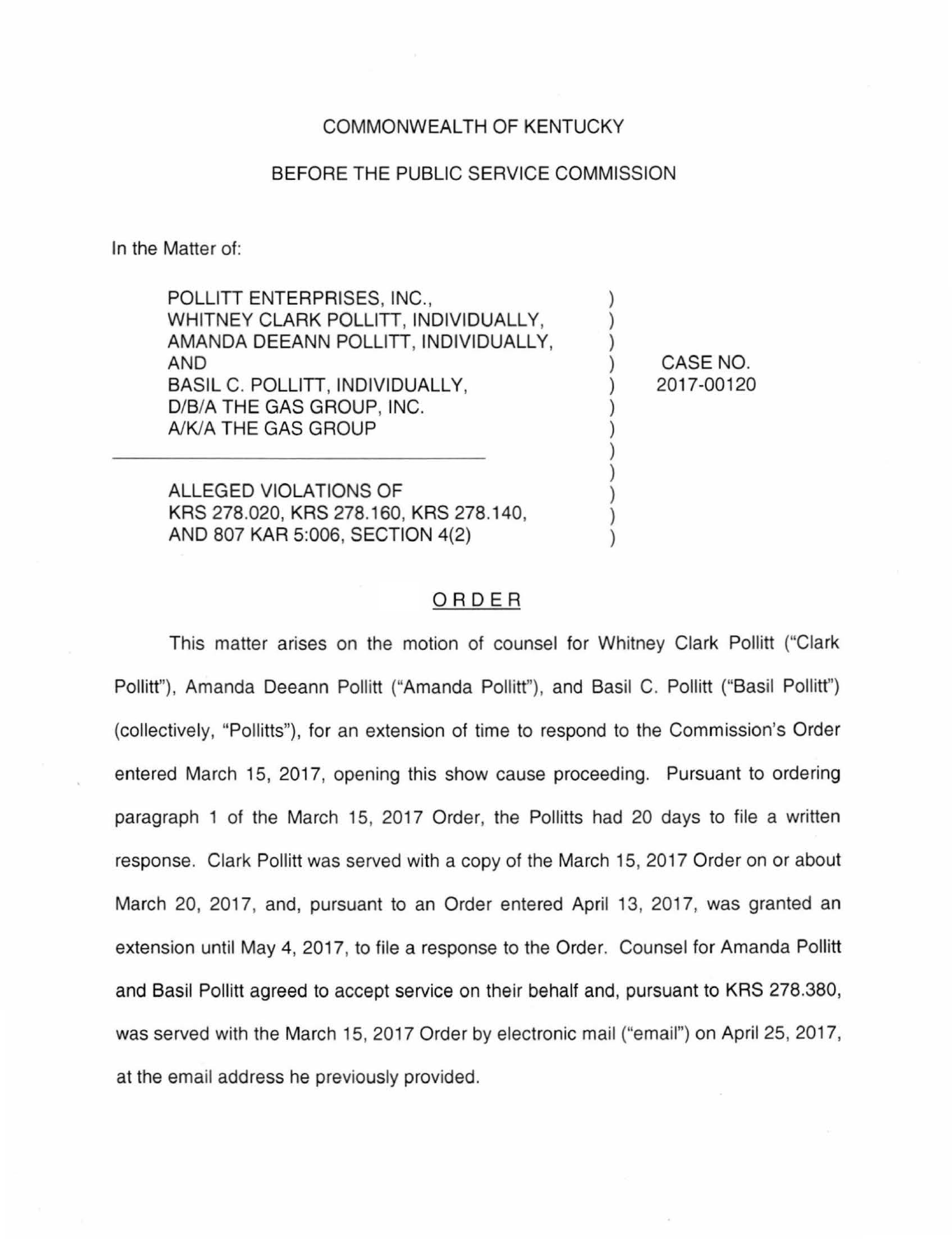COMMONWEALTH OF KENTUCKY

BEFORE THE PUBLIC SERVICE COMMISSION

In the Matter of:

| | | |
|---|---|---|
| POLLITT ENTERPRISES, INC.,<br>WHITNEY CLARK POLLITT, INDIVIDUALLY,<br>AMANDA DEEANN POLLITT, INDIVIDUALLY,<br>AND<br>BASIL C. POLLITT, INDIVIDUALLY,<br>D/B/A THE GAS GROUP, INC.<br>A/K/A THE GAS GROUP<br><br>ALLEGED VIOLATIONS OF<br>KRS 278.020, KRS 278.160, KRS 278.140,<br>AND 807 KAR 5:006, SECTION 4(2) | ) | CASE NO.<br>2017-00120 |

## ORDER

This matter arises on the motion of counsel for Whitney Clark Pollitt ("Clark Pollitt"), Amanda Deeann Pollitt ("Amanda Pollitt"), and Basil C. Pollitt ("Basil Pollitt") (collectively, "Pollitts"), for an extension of time to respond to the Commission's Order entered March 15, 2017, opening this show cause proceeding. Pursuant to ordering paragraph 1 of the March 15, 2017 Order, the Pollitts had 20 days to file a written response. Clark Pollitt was served with a copy of the March 15, 2017 Order on or about March 20, 2017, and, pursuant to an Order entered April 13, 2017, was granted an extension until May 4, 2017, to file a response to the Order. Counsel for Amanda Pollitt and Basil Pollitt agreed to accept service on their behalf and, pursuant to KRS 278.380, was served with the March 15, 2017 Order by electronic mail ("email") on April 25, 2017, at the email address he previously provided.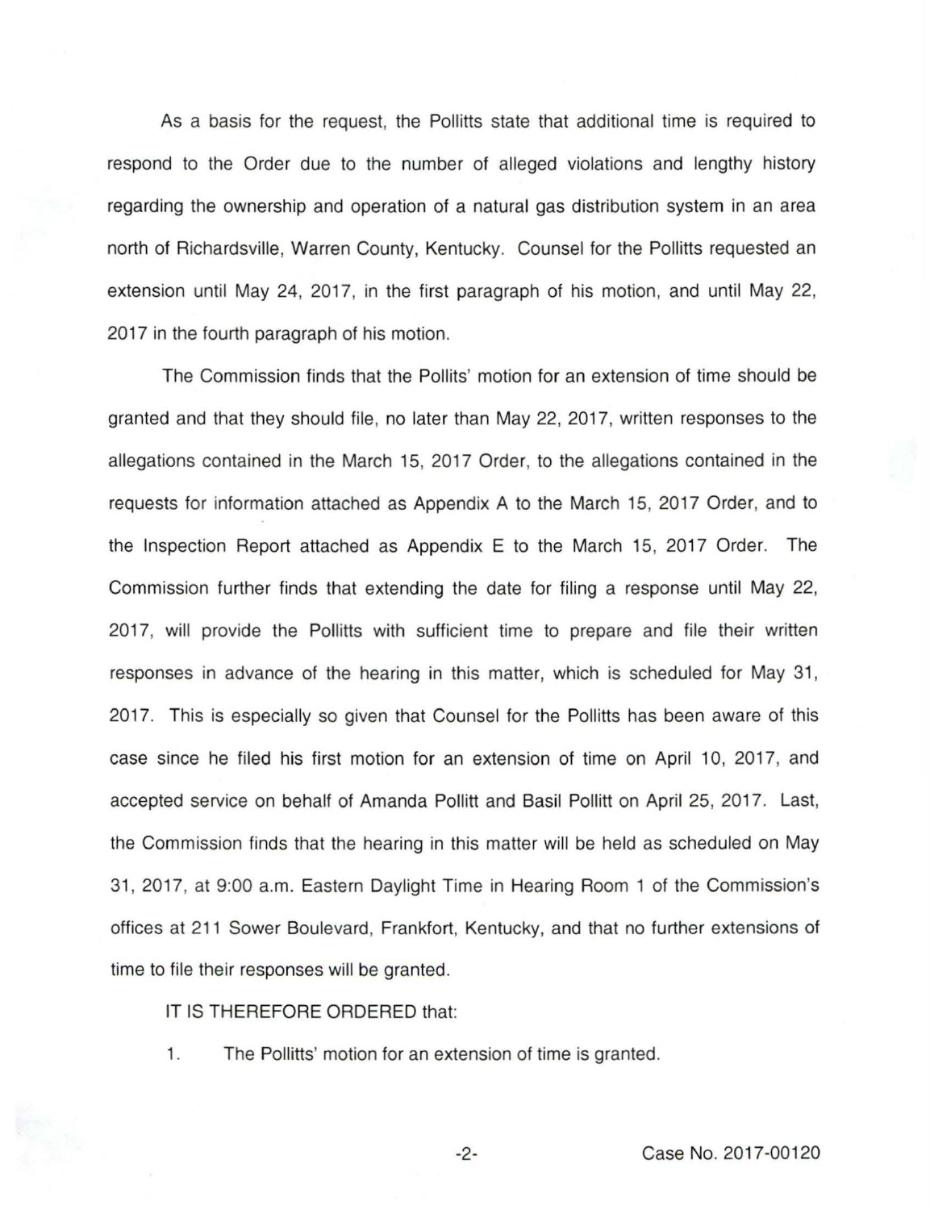As a basis for the request, the Pollitts state that additional time is required to respond to the Order due to the number of alleged violations and lengthy history regarding the ownership and operation of a natural gas distribution system in an area north of Richardsville, Warren County, Kentucky. Counsel for the Pollitts requested an extension until May 24, 2017, in the first paragraph of his motion, and until May 22, 2017 in the fourth paragraph of his motion.

The Commission finds that the Pollits' motion for an extension of time should be granted and that they should file, no later than May 22, 2017, written responses to the allegations contained in the March 15, 2017 Order, to the allegations contained in the requests for information attached as Appendix A to the March 15, 2017 Order, and to the Inspection Report attached as Appendix E to the March 15, 2017 Order. The Commission further finds that extending the date for filing a response until May 22, 2017, will provide the Pollitts with sufficient time to prepare and file their written responses in advance of the hearing in this matter, which is scheduled for May 31, 2017. This is especially so given that Counsel for the Pollitts has been aware of this case since he filed his first motion for an extension of time on April 10, 2017, and accepted service on behalf of Amanda Pollitt and Basil Pollitt on April 25, 2017. Last, the Commission finds that the hearing in this matter will be held as scheduled on May 31, 2017, at 9:00 a.m. Eastern Daylight Time in Hearing Room 1 of the Commission's offices at 211 Sower Boulevard, Frankfort, Kentucky, and that no further extensions of time to file their responses will be granted.

IT IS THEREFORE ORDERED that:

1. The Pollitts' motion for an extension of time is granted.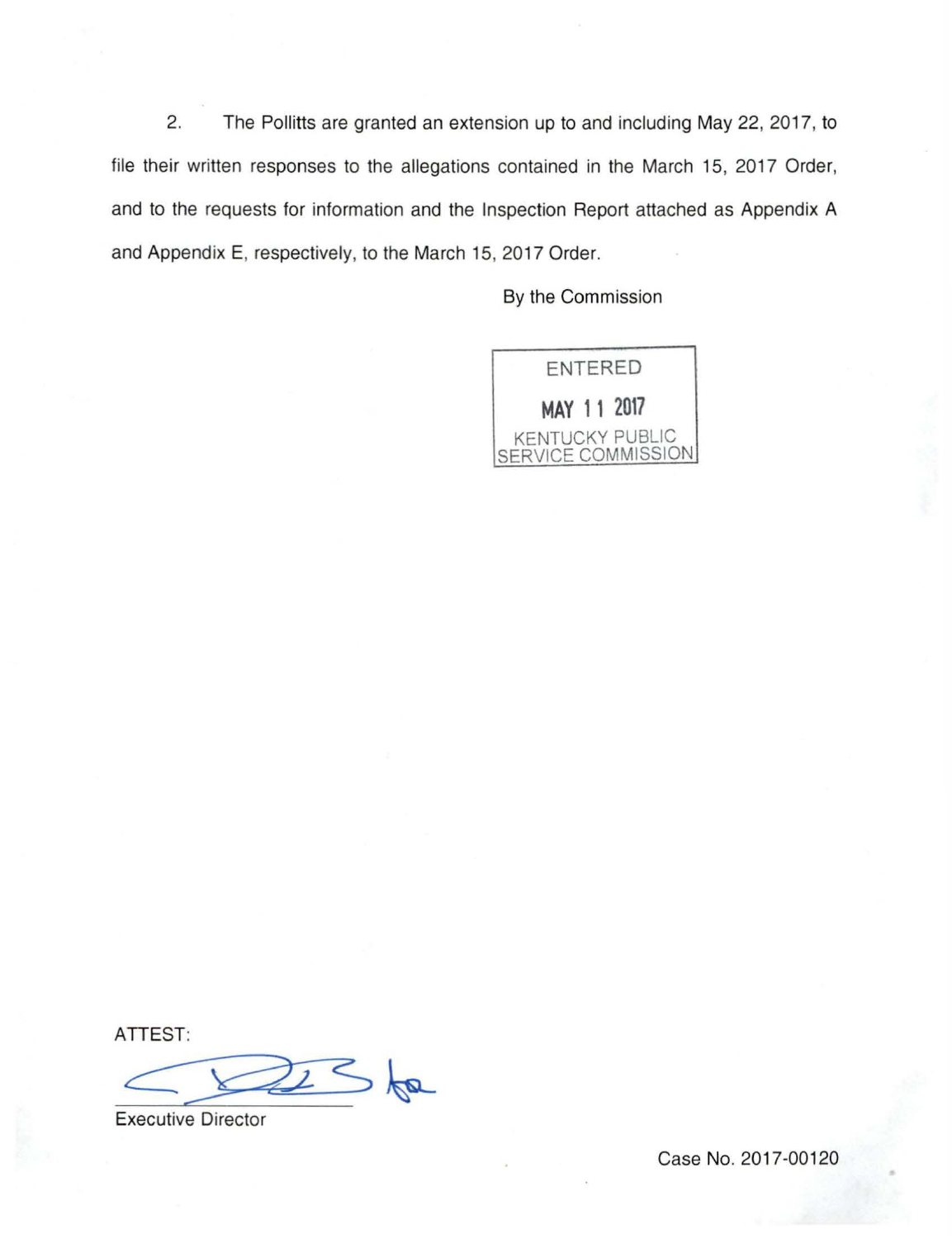2. The Pollitts are granted an extension up to and including May 22, 2017, to file their written responses to the allegations contained in the March 15, 2017 Order, and to the requests for information and the Inspection Report attached as Appendix A and Appendix E, respectively, to the March 15, 2017 Order.

By the Commission

ENTERED
MAY 11 2017
KENTUCKY PUBLIC SERVICE COMMISSION

ATTEST:

Executive Director

Case No. 2017-00120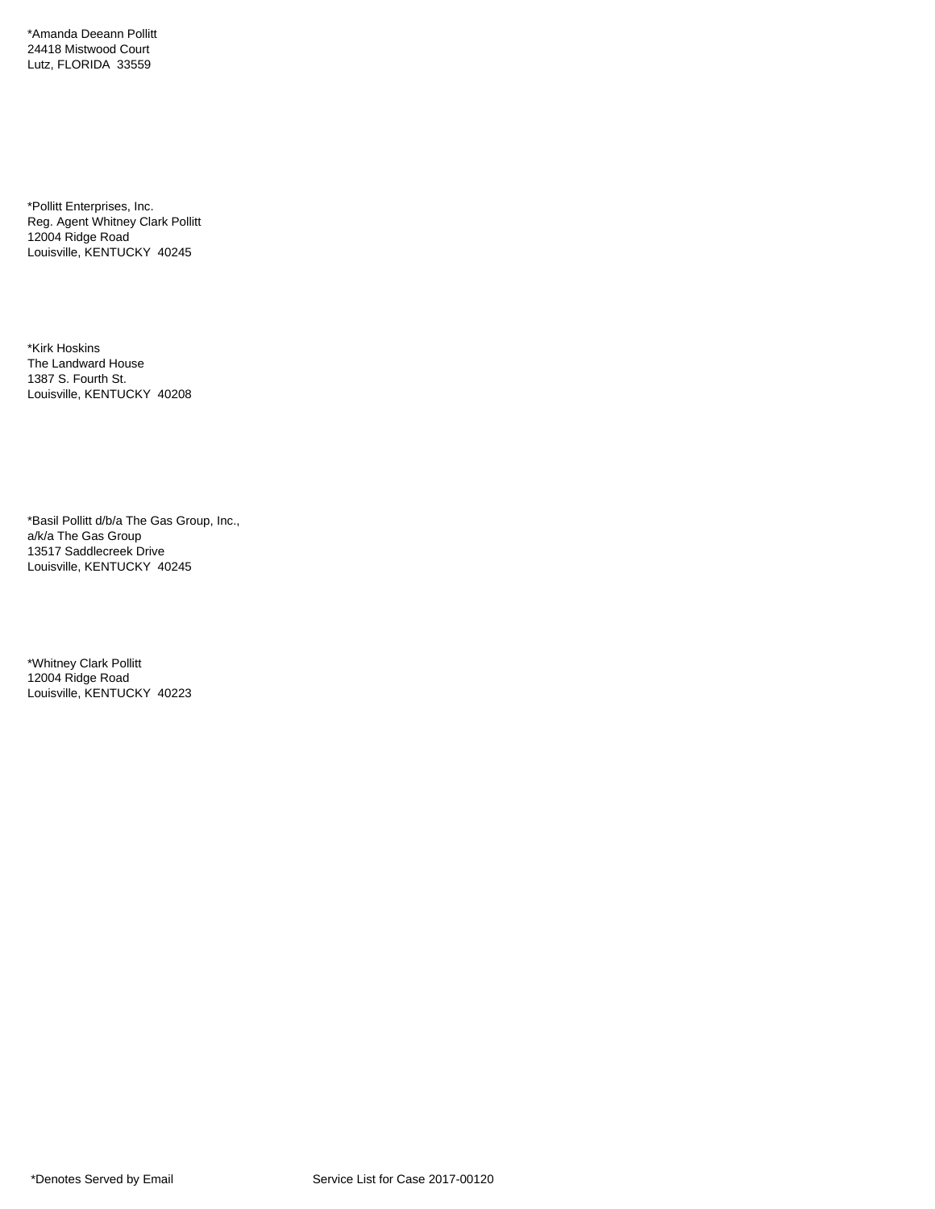*Amanda Deeann Pollitt
24418 Mistwood Court
Lutz, FLORIDA 33559

*Pollitt Enterprises, Inc.
Reg. Agent Whitney Clark Pollitt
12004 Ridge Road
Louisville, KENTUCKY 40245

*Kirk Hoskins
The Landward House
1387 S. Fourth St.
Louisville, KENTUCKY 40208

*Basil Pollitt d/b/a The Gas Group, Inc.,
a/k/a The Gas Group
13517 Saddlecreek Drive
Louisville, KENTUCKY 40245

*Whitney Clark Pollitt
12004 Ridge Road
Louisville, KENTUCKY 40223

*Denotes Served by Email

Service List for Case 2017-00120